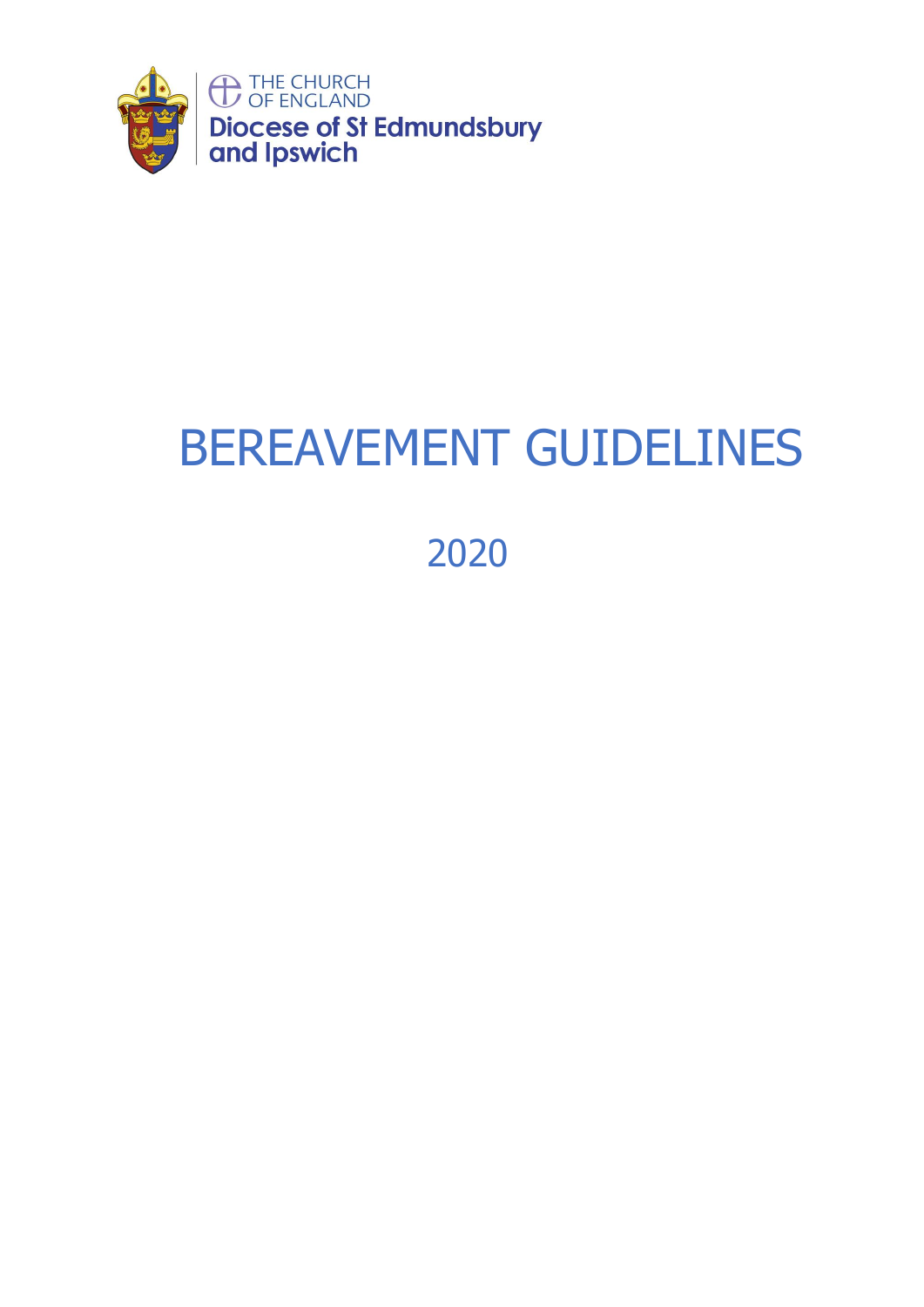THE CHURCH OF ENGLAND

Diocese of St Edmundsbury and Ipswich

# BEREAVEMENT GUIDELINES

2020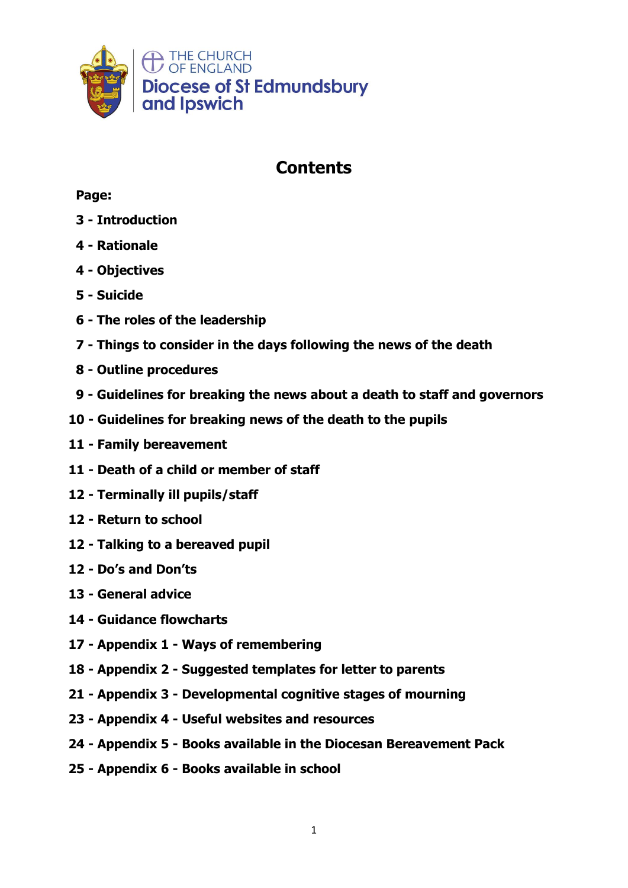THE CHURCH OF ENGLAND
Diocese of St Edmundsbury and Ipswich

# Contents

**Page:**

**3 - Introduction**

**4 - Rationale**

**4 - Objectives**

**5 - Suicide**

**6 - The roles of the leadership**

**7 - Things to consider in the days following the news of the death**

**8 - Outline procedures**

**9 - Guidelines for breaking the news about a death to staff and governors**

**10 - Guidelines for breaking news of the death to the pupils**

**11 - Family bereavement**

**11 - Death of a child or member of staff**

**12 - Terminally ill pupils/staff**

**12 - Return to school**

**12 - Talking to a bereaved pupil**

**12 - Do's and Don'ts**

**13 - General advice**

**14 - Guidance flowcharts**

**17 - Appendix 1 - Ways of remembering**

**18 - Appendix 2 - Suggested templates for letter to parents**

**21 - Appendix 3 - Developmental cognitive stages of mourning**

**23 - Appendix 4 - Useful websites and resources**

**24 - Appendix 5 - Books available in the Diocesan Bereavement Pack**

**25 - Appendix 6 - Books available in school**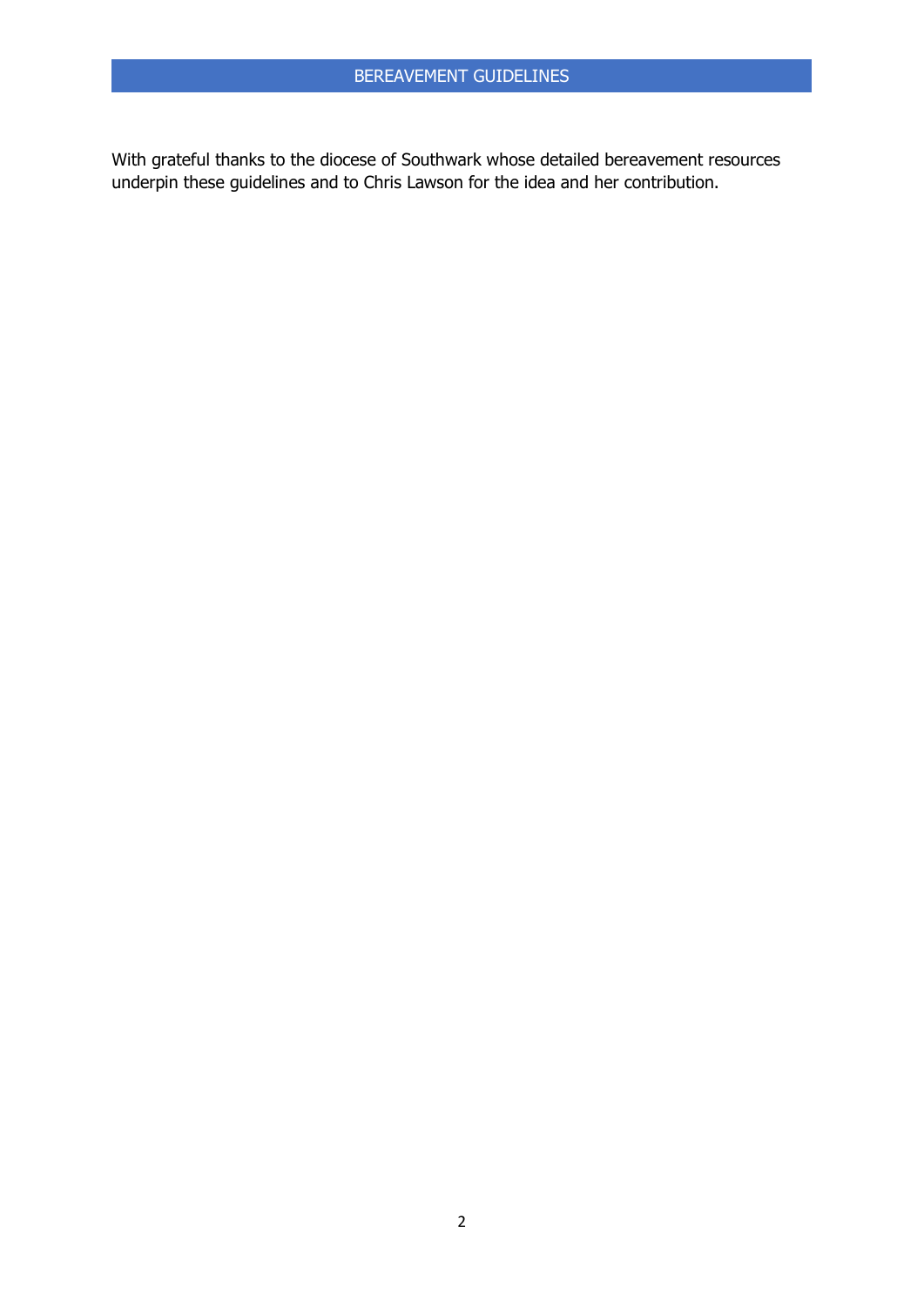With grateful thanks to the diocese of Southwark whose detailed bereavement resources underpin these guidelines and to Chris Lawson for the idea and her contribution.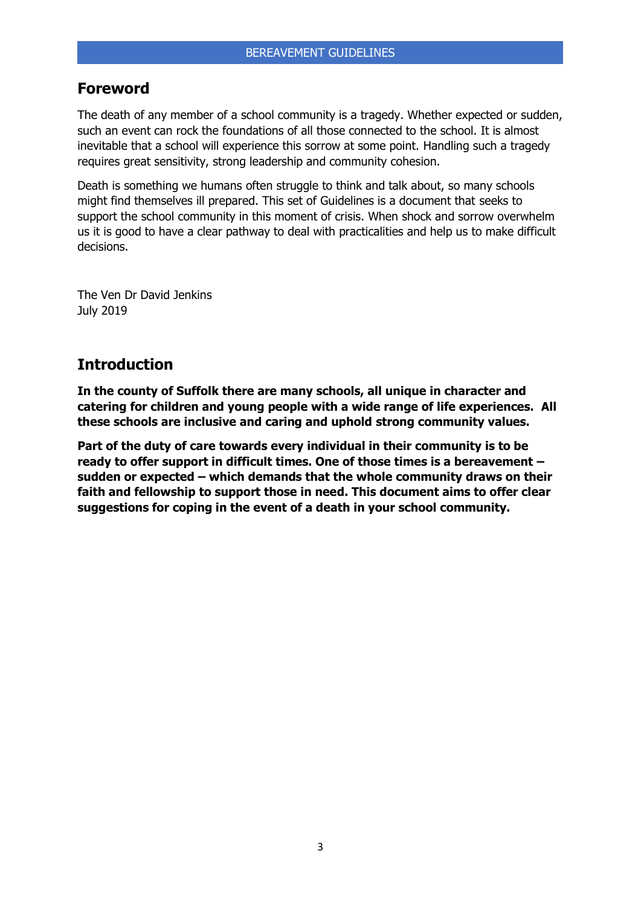## Foreword

The death of any member of a school community is a tragedy. Whether expected or sudden, such an event can rock the foundations of all those connected to the school. It is almost inevitable that a school will experience this sorrow at some point. Handling such a tragedy requires great sensitivity, strong leadership and community cohesion.

Death is something we humans often struggle to think and talk about, so many schools might find themselves ill prepared. This set of Guidelines is a document that seeks to support the school community in this moment of crisis. When shock and sorrow overwhelm us it is good to have a clear pathway to deal with practicalities and help us to make difficult decisions.

The Ven Dr David Jenkins
July 2019

## Introduction

**In the county of Suffolk there are many schools, all unique in character and catering for children and young people with a wide range of life experiences. All these schools are inclusive and caring and uphold strong community values.**

**Part of the duty of care towards every individual in their community is to be ready to offer support in difficult times. One of those times is a bereavement – sudden or expected – which demands that the whole community draws on their faith and fellowship to support those in need. This document aims to offer clear suggestions for coping in the event of a death in your school community.**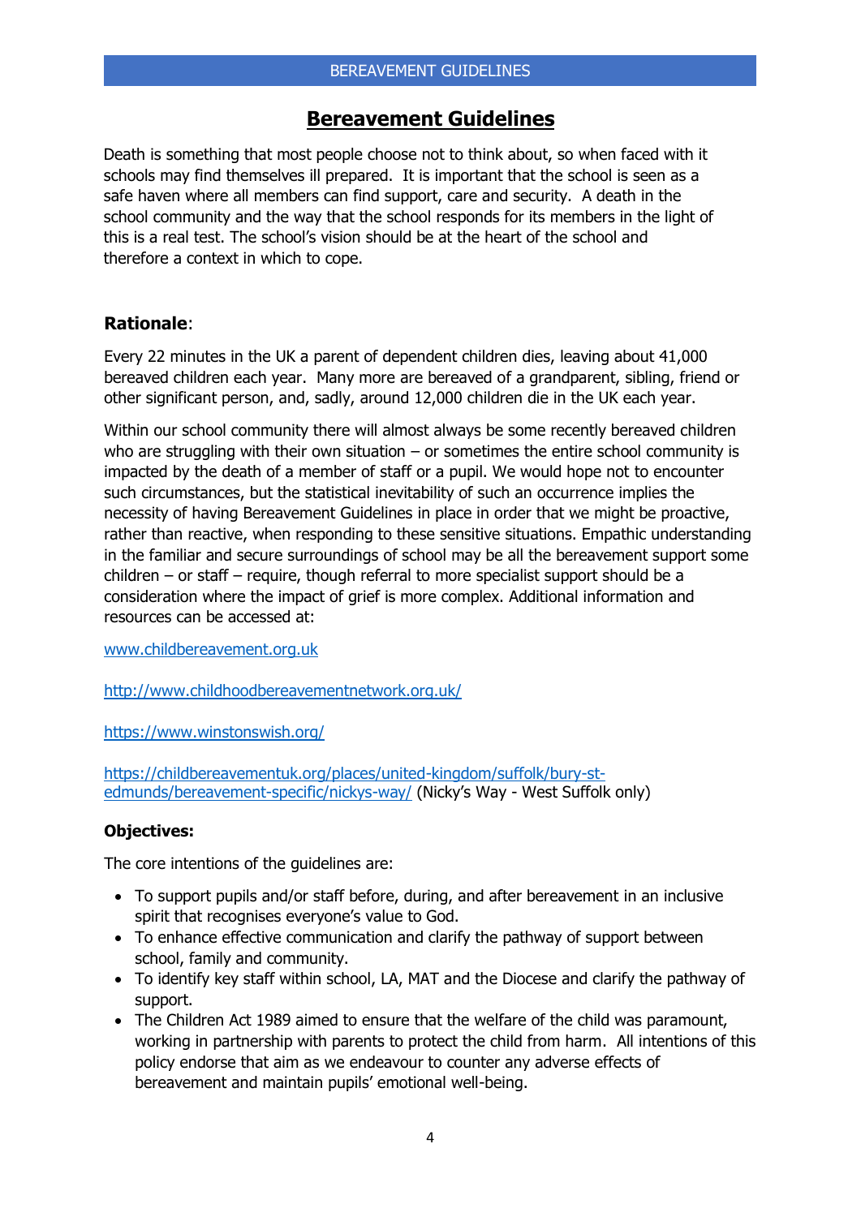# Bereavement Guidelines

Death is something that most people choose not to think about, so when faced with it schools may find themselves ill prepared. It is important that the school is seen as a safe haven where all members can find support, care and security. A death in the school community and the way that the school responds for its members in the light of this is a real test. The school's vision should be at the heart of the school and therefore a context in which to cope.

## Rationale:

Every 22 minutes in the UK a parent of dependent children dies, leaving about 41,000 bereaved children each year. Many more are bereaved of a grandparent, sibling, friend or other significant person, and, sadly, around 12,000 children die in the UK each year.

Within our school community there will almost always be some recently bereaved children who are struggling with their own situation – or sometimes the entire school community is impacted by the death of a member of staff or a pupil. We would hope not to encounter such circumstances, but the statistical inevitability of such an occurrence implies the necessity of having Bereavement Guidelines in place in order that we might be proactive, rather than reactive, when responding to these sensitive situations. Empathic understanding in the familiar and secure surroundings of school may be all the bereavement support some children – or staff – require, though referral to more specialist support should be a consideration where the impact of grief is more complex. Additional information and resources can be accessed at:

www.childbereavement.org.uk

http://www.childhoodbereavementnetwork.org.uk/

https://www.winstonswish.org/

https://childbereavementuk.org/places/united-kingdom/suffolk/bury-st-edmunds/bereavement-specific/nickys-way/ (Nicky's Way - West Suffolk only)

### Objectives:

The core intentions of the guidelines are:

- To support pupils and/or staff before, during, and after bereavement in an inclusive spirit that recognises everyone's value to God.
- To enhance effective communication and clarify the pathway of support between school, family and community.
- To identify key staff within school, LA, MAT and the Diocese and clarify the pathway of support.
- The Children Act 1989 aimed to ensure that the welfare of the child was paramount, working in partnership with parents to protect the child from harm. All intentions of this policy endorse that aim as we endeavour to counter any adverse effects of bereavement and maintain pupils' emotional well-being.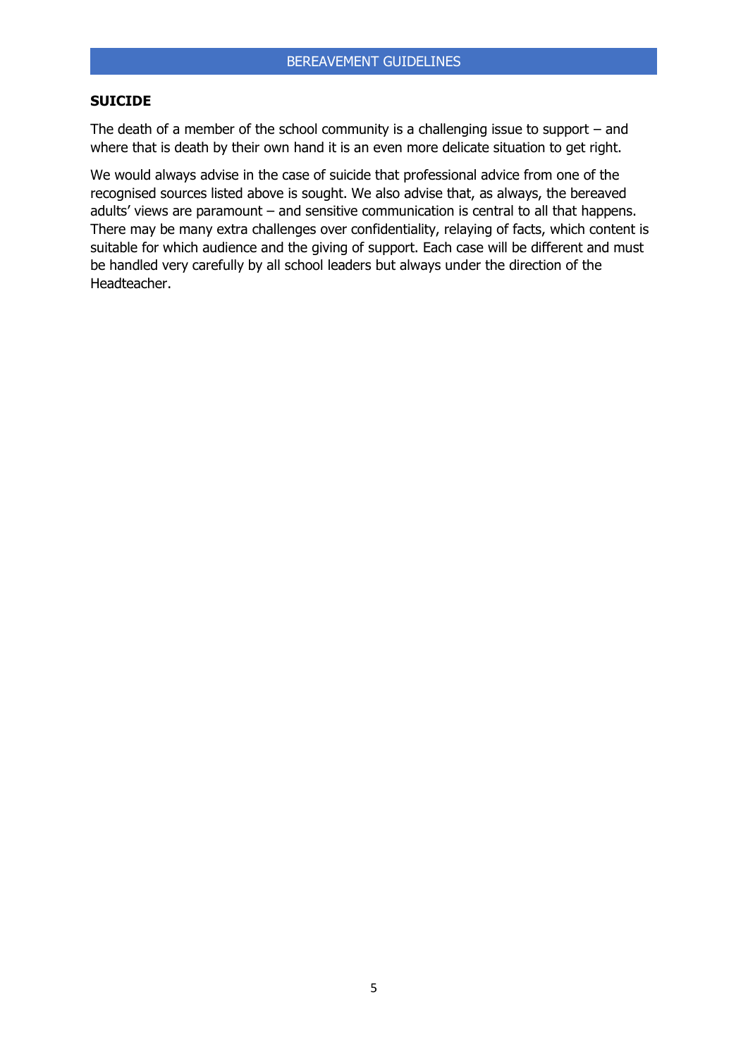## SUICIDE

The death of a member of the school community is a challenging issue to support – and where that is death by their own hand it is an even more delicate situation to get right.

We would always advise in the case of suicide that professional advice from one of the recognised sources listed above is sought. We also advise that, as always, the bereaved adults' views are paramount – and sensitive communication is central to all that happens. There may be many extra challenges over confidentiality, relaying of facts, which content is suitable for which audience and the giving of support. Each case will be different and must be handled very carefully by all school leaders but always under the direction of the Headteacher.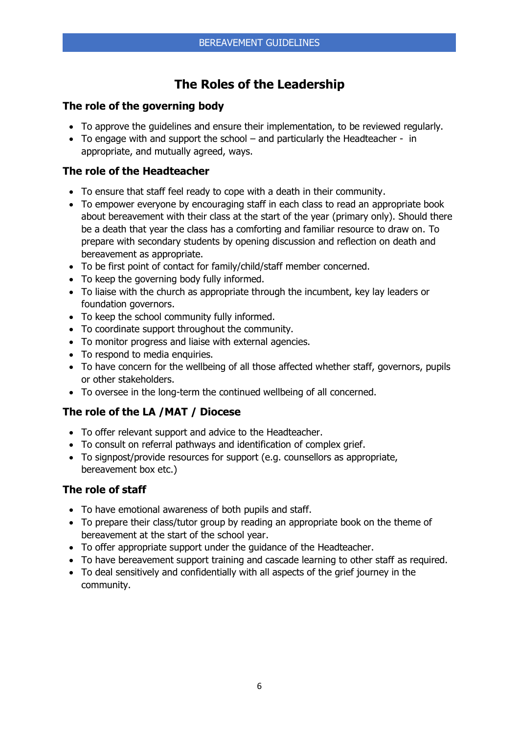# The Roles of the Leadership

## The role of the governing body

- To approve the guidelines and ensure their implementation, to be reviewed regularly.
- To engage with and support the school – and particularly the Headteacher - in appropriate, and mutually agreed, ways.

## The role of the Headteacher

- To ensure that staff feel ready to cope with a death in their community.
- To empower everyone by encouraging staff in each class to read an appropriate book about bereavement with their class at the start of the year (primary only). Should there be a death that year the class has a comforting and familiar resource to draw on. To prepare with secondary students by opening discussion and reflection on death and bereavement as appropriate.
- To be first point of contact for family/child/staff member concerned.
- To keep the governing body fully informed.
- To liaise with the church as appropriate through the incumbent, key lay leaders or foundation governors.
- To keep the school community fully informed.
- To coordinate support throughout the community.
- To monitor progress and liaise with external agencies.
- To respond to media enquiries.
- To have concern for the wellbeing of all those affected whether staff, governors, pupils or other stakeholders.
- To oversee in the long-term the continued wellbeing of all concerned.

## The role of the LA /MAT / Diocese

- To offer relevant support and advice to the Headteacher.
- To consult on referral pathways and identification of complex grief.
- To signpost/provide resources for support (e.g. counsellors as appropriate, bereavement box etc.)

## The role of staff

- To have emotional awareness of both pupils and staff.
- To prepare their class/tutor group by reading an appropriate book on the theme of bereavement at the start of the school year.
- To offer appropriate support under the guidance of the Headteacher.
- To have bereavement support training and cascade learning to other staff as required.
- To deal sensitively and confidentially with all aspects of the grief journey in the community.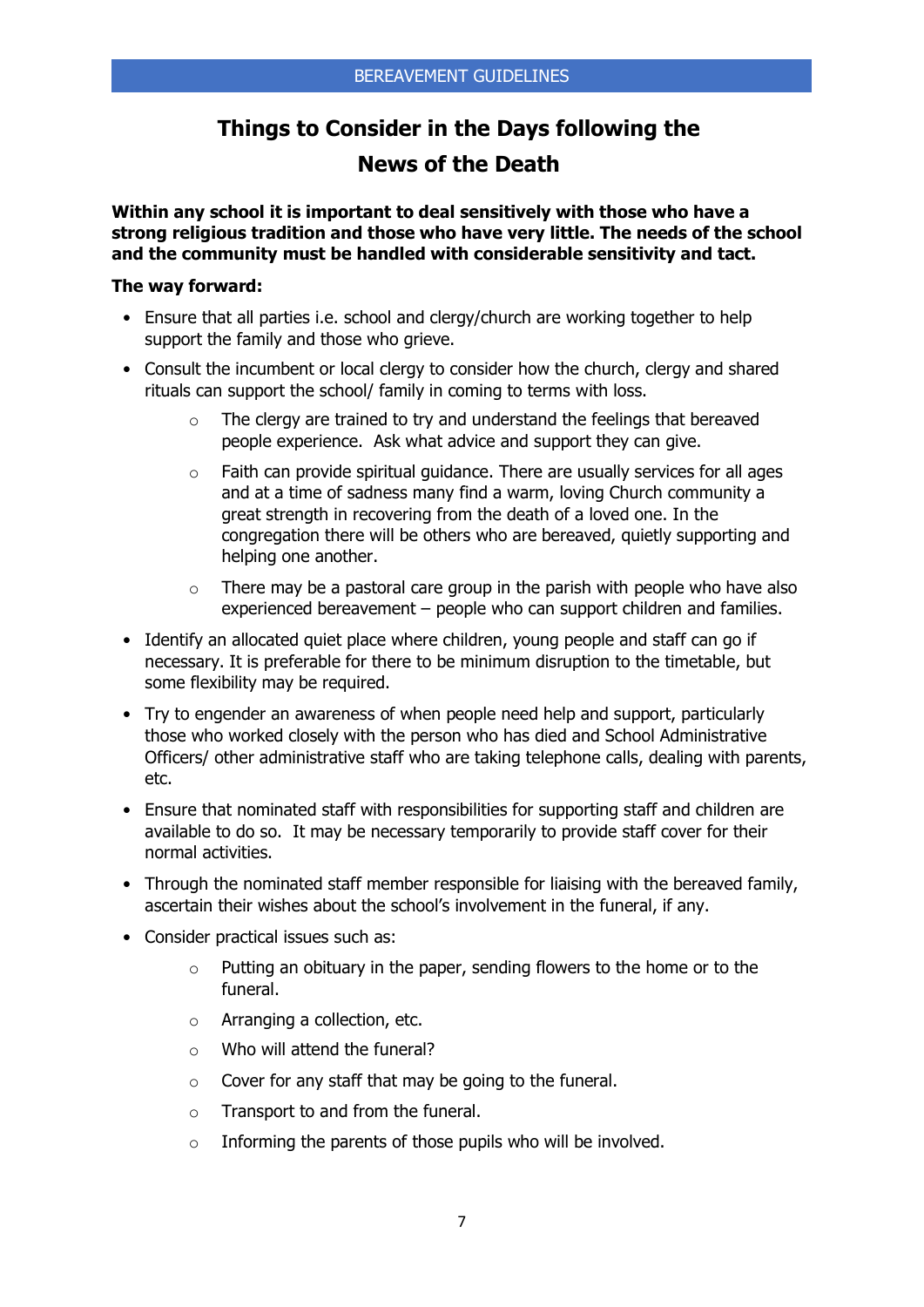# Things to Consider in the Days following the News of the Death

**Within any school it is important to deal sensitively with those who have a strong religious tradition and those who have very little. The needs of the school and the community must be handled with considerable sensitivity and tact.**

**The way forward:**

- Ensure that all parties i.e. school and clergy/church are working together to help support the family and those who grieve.
- Consult the incumbent or local clergy to consider how the church, clergy and shared rituals can support the school/ family in coming to terms with loss.
  - The clergy are trained to try and understand the feelings that bereaved people experience. Ask what advice and support they can give.
  - Faith can provide spiritual guidance. There are usually services for all ages and at a time of sadness many find a warm, loving Church community a great strength in recovering from the death of a loved one. In the congregation there will be others who are bereaved, quietly supporting and helping one another.
  - There may be a pastoral care group in the parish with people who have also experienced bereavement – people who can support children and families.
- Identify an allocated quiet place where children, young people and staff can go if necessary. It is preferable for there to be minimum disruption to the timetable, but some flexibility may be required.
- Try to engender an awareness of when people need help and support, particularly those who worked closely with the person who has died and School Administrative Officers/ other administrative staff who are taking telephone calls, dealing with parents, etc.
- Ensure that nominated staff with responsibilities for supporting staff and children are available to do so. It may be necessary temporarily to provide staff cover for their normal activities.
- Through the nominated staff member responsible for liaising with the bereaved family, ascertain their wishes about the school's involvement in the funeral, if any.
- Consider practical issues such as:
  - Putting an obituary in the paper, sending flowers to the home or to the funeral.
  - Arranging a collection, etc.
  - Who will attend the funeral?
  - Cover for any staff that may be going to the funeral.
  - Transport to and from the funeral.
  - Informing the parents of those pupils who will be involved.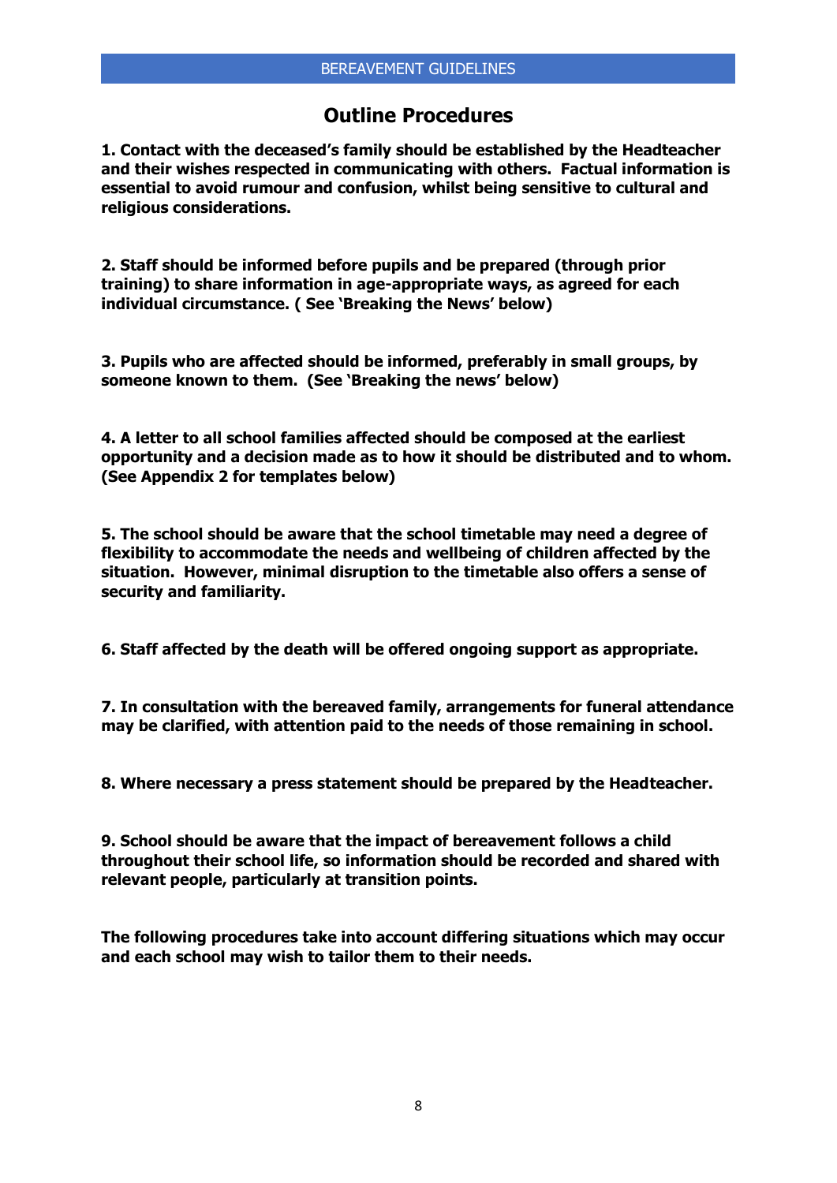## Outline Procedures

**1. Contact with the deceased's family should be established by the Headteacher and their wishes respected in communicating with others. Factual information is essential to avoid rumour and confusion, whilst being sensitive to cultural and religious considerations.**

**2. Staff should be informed before pupils and be prepared (through prior training) to share information in age-appropriate ways, as agreed for each individual circumstance. ( See 'Breaking the News' below)**

**3. Pupils who are affected should be informed, preferably in small groups, by someone known to them. (See 'Breaking the news' below)**

**4. A letter to all school families affected should be composed at the earliest opportunity and a decision made as to how it should be distributed and to whom. (See Appendix 2 for templates below)**

**5. The school should be aware that the school timetable may need a degree of flexibility to accommodate the needs and wellbeing of children affected by the situation. However, minimal disruption to the timetable also offers a sense of security and familiarity.**

**6. Staff affected by the death will be offered ongoing support as appropriate.**

**7. In consultation with the bereaved family, arrangements for funeral attendance may be clarified, with attention paid to the needs of those remaining in school.**

**8. Where necessary a press statement should be prepared by the Headteacher.**

**9. School should be aware that the impact of bereavement follows a child throughout their school life, so information should be recorded and shared with relevant people, particularly at transition points.**

**The following procedures take into account differing situations which may occur and each school may wish to tailor them to their needs.**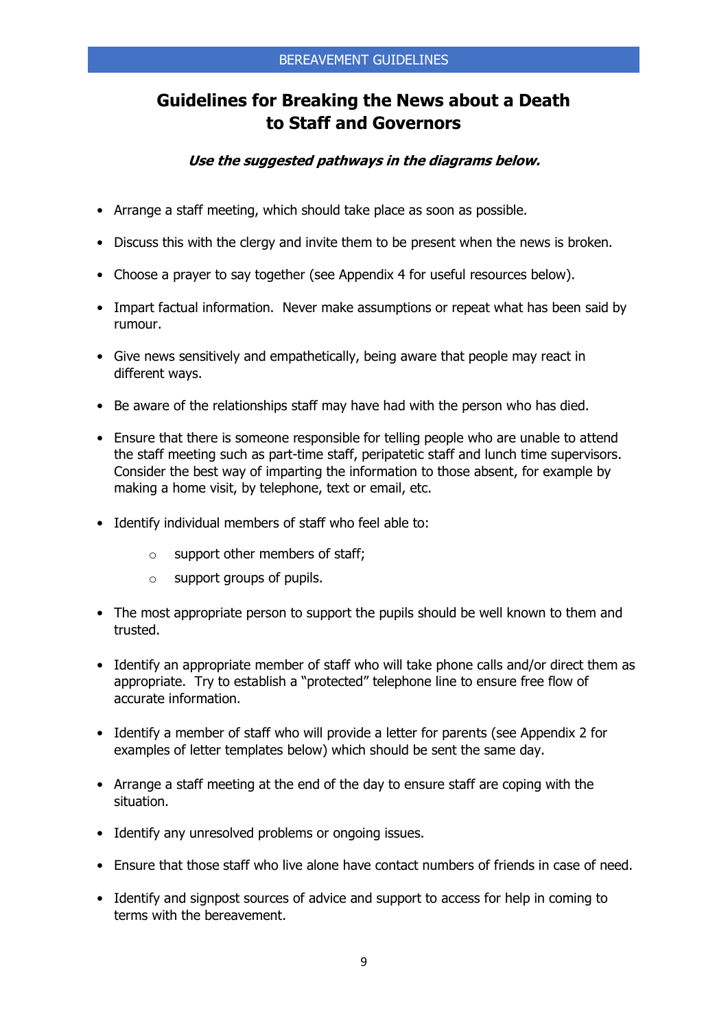# Guidelines for Breaking the News about a Death to Staff and Governors

***Use the suggested pathways in the diagrams below.***

- Arrange a staff meeting, which should take place as soon as possible.
- Discuss this with the clergy and invite them to be present when the news is broken.
- Choose a prayer to say together (see Appendix 4 for useful resources below).
- Impart factual information. Never make assumptions or repeat what has been said by rumour.
- Give news sensitively and empathetically, being aware that people may react in different ways.
- Be aware of the relationships staff may have had with the person who has died.
- Ensure that there is someone responsible for telling people who are unable to attend the staff meeting such as part-time staff, peripatetic staff and lunch time supervisors. Consider the best way of imparting the information to those absent, for example by making a home visit, by telephone, text or email, etc.
- Identify individual members of staff who feel able to:
    - support other members of staff;
    - support groups of pupils.
- The most appropriate person to support the pupils should be well known to them and trusted.
- Identify an appropriate member of staff who will take phone calls and/or direct them as appropriate. Try to establish a "protected" telephone line to ensure free flow of accurate information.
- Identify a member of staff who will provide a letter for parents (see Appendix 2 for examples of letter templates below) which should be sent the same day.
- Arrange a staff meeting at the end of the day to ensure staff are coping with the situation.
- Identify any unresolved problems or ongoing issues.
- Ensure that those staff who live alone have contact numbers of friends in case of need.
- Identify and signpost sources of advice and support to access for help in coming to terms with the bereavement.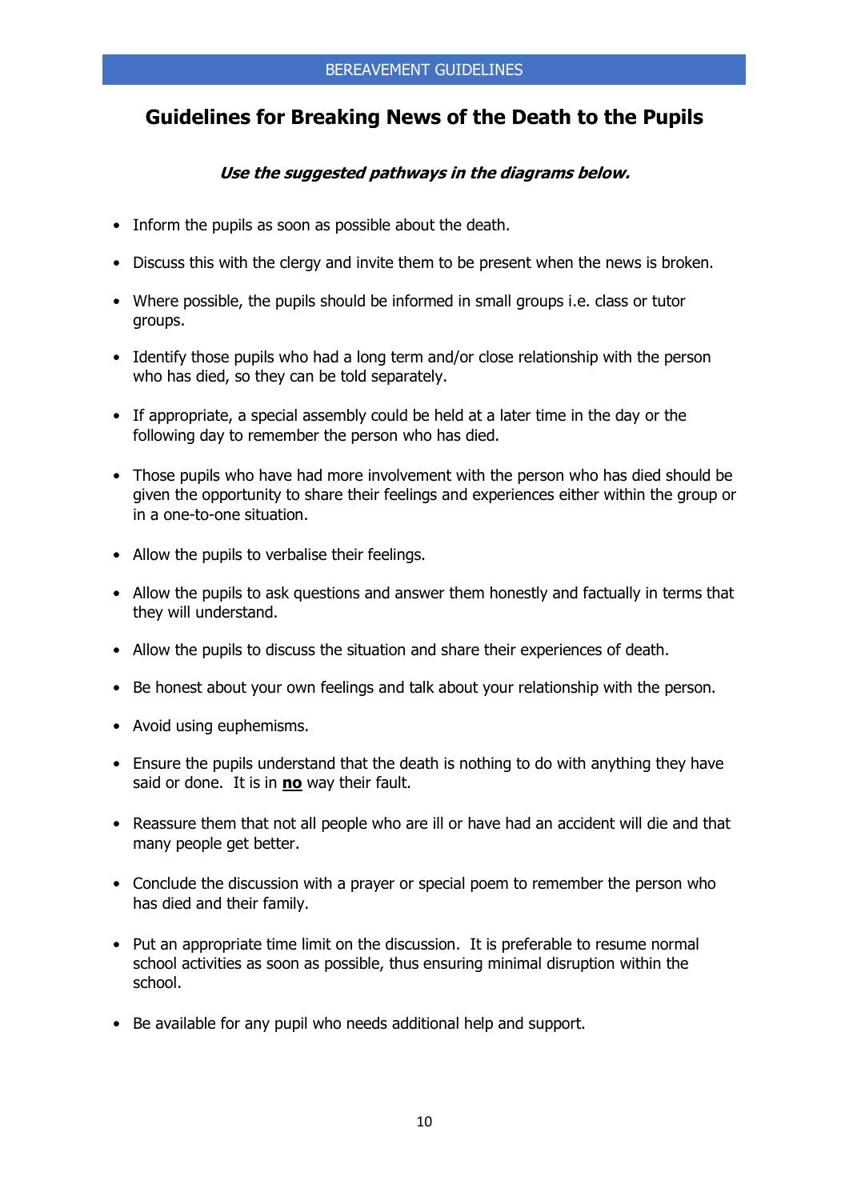## Guidelines for Breaking News of the Death to the Pupils

***Use the suggested pathways in the diagrams below.***

- Inform the pupils as soon as possible about the death.
- Discuss this with the clergy and invite them to be present when the news is broken.
- Where possible, the pupils should be informed in small groups i.e. class or tutor groups.
- Identify those pupils who had a long term and/or close relationship with the person who has died, so they can be told separately.
- If appropriate, a special assembly could be held at a later time in the day or the following day to remember the person who has died.
- Those pupils who have had more involvement with the person who has died should be given the opportunity to share their feelings and experiences either within the group or in a one-to-one situation.
- Allow the pupils to verbalise their feelings.
- Allow the pupils to ask questions and answer them honestly and factually in terms that they will understand.
- Allow the pupils to discuss the situation and share their experiences of death.
- Be honest about your own feelings and talk about your relationship with the person.
- Avoid using euphemisms.
- Ensure the pupils understand that the death is nothing to do with anything they have said or done. It is in **<u>no</u>** way their fault.
- Reassure them that not all people who are ill or have had an accident will die and that many people get better.
- Conclude the discussion with a prayer or special poem to remember the person who has died and their family.
- Put an appropriate time limit on the discussion. It is preferable to resume normal school activities as soon as possible, thus ensuring minimal disruption within the school.
- Be available for any pupil who needs additional help and support.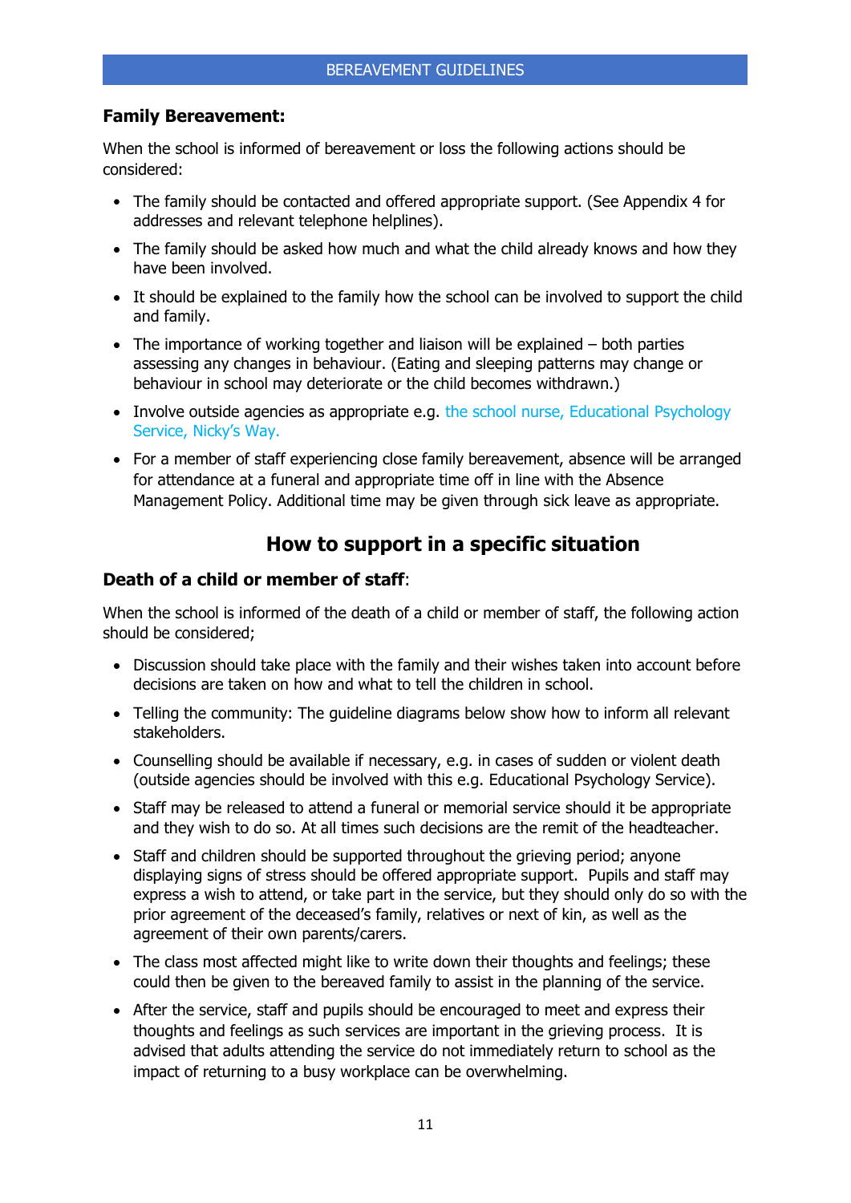### Family Bereavement:

When the school is informed of bereavement or loss the following actions should be considered:

- The family should be contacted and offered appropriate support. (See Appendix 4 for addresses and relevant telephone helplines).
- The family should be asked how much and what the child already knows and how they have been involved.
- It should be explained to the family how the school can be involved to support the child and family.
- The importance of working together and liaison will be explained – both parties assessing any changes in behaviour. (Eating and sleeping patterns may change or behaviour in school may deteriorate or the child becomes withdrawn.)
- Involve outside agencies as appropriate e.g. the school nurse, Educational Psychology Service, Nicky's Way.
- For a member of staff experiencing close family bereavement, absence will be arranged for attendance at a funeral and appropriate time off in line with the Absence Management Policy. Additional time may be given through sick leave as appropriate.

## How to support in a specific situation

### Death of a child or member of staff:

When the school is informed of the death of a child or member of staff, the following action should be considered;

- Discussion should take place with the family and their wishes taken into account before decisions are taken on how and what to tell the children in school.
- Telling the community: The guideline diagrams below show how to inform all relevant stakeholders.
- Counselling should be available if necessary, e.g. in cases of sudden or violent death (outside agencies should be involved with this e.g. Educational Psychology Service).
- Staff may be released to attend a funeral or memorial service should it be appropriate and they wish to do so. At all times such decisions are the remit of the headteacher.
- Staff and children should be supported throughout the grieving period; anyone displaying signs of stress should be offered appropriate support. Pupils and staff may express a wish to attend, or take part in the service, but they should only do so with the prior agreement of the deceased's family, relatives or next of kin, as well as the agreement of their own parents/carers.
- The class most affected might like to write down their thoughts and feelings; these could then be given to the bereaved family to assist in the planning of the service.
- After the service, staff and pupils should be encouraged to meet and express their thoughts and feelings as such services are important in the grieving process. It is advised that adults attending the service do not immediately return to school as the impact of returning to a busy workplace can be overwhelming.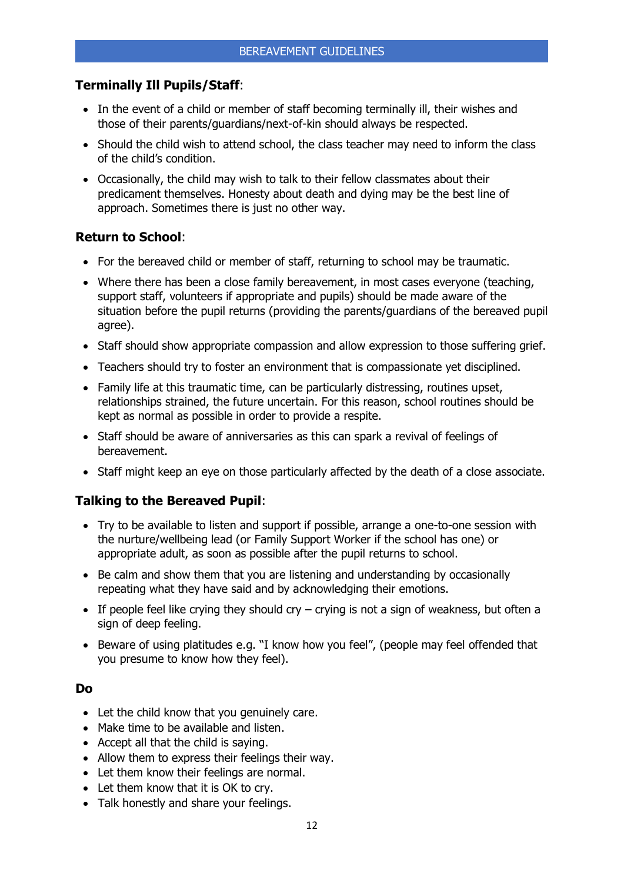**Terminally Ill Pupils/Staff**:

- In the event of a child or member of staff becoming terminally ill, their wishes and those of their parents/guardians/next-of-kin should always be respected.
- Should the child wish to attend school, the class teacher may need to inform the class of the child's condition.
- Occasionally, the child may wish to talk to their fellow classmates about their predicament themselves. Honesty about death and dying may be the best line of approach. Sometimes there is just no other way.

**Return to School**:

- For the bereaved child or member of staff, returning to school may be traumatic.
- Where there has been a close family bereavement, in most cases everyone (teaching, support staff, volunteers if appropriate and pupils) should be made aware of the situation before the pupil returns (providing the parents/guardians of the bereaved pupil agree).
- Staff should show appropriate compassion and allow expression to those suffering grief.
- Teachers should try to foster an environment that is compassionate yet disciplined.
- Family life at this traumatic time, can be particularly distressing, routines upset, relationships strained, the future uncertain. For this reason, school routines should be kept as normal as possible in order to provide a respite.
- Staff should be aware of anniversaries as this can spark a revival of feelings of bereavement.
- Staff might keep an eye on those particularly affected by the death of a close associate.

**Talking to the Bereaved Pupil**:

- Try to be available to listen and support if possible, arrange a one-to-one session with the nurture/wellbeing lead (or Family Support Worker if the school has one) or appropriate adult, as soon as possible after the pupil returns to school.
- Be calm and show them that you are listening and understanding by occasionally repeating what they have said and by acknowledging their emotions.
- If people feel like crying they should cry – crying is not a sign of weakness, but often a sign of deep feeling.
- Beware of using platitudes e.g. "I know how you feel", (people may feel offended that you presume to know how they feel).

**Do**

- Let the child know that you genuinely care.
- Make time to be available and listen.
- Accept all that the child is saying.
- Allow them to express their feelings their way.
- Let them know their feelings are normal.
- Let them know that it is OK to cry.
- Talk honestly and share your feelings.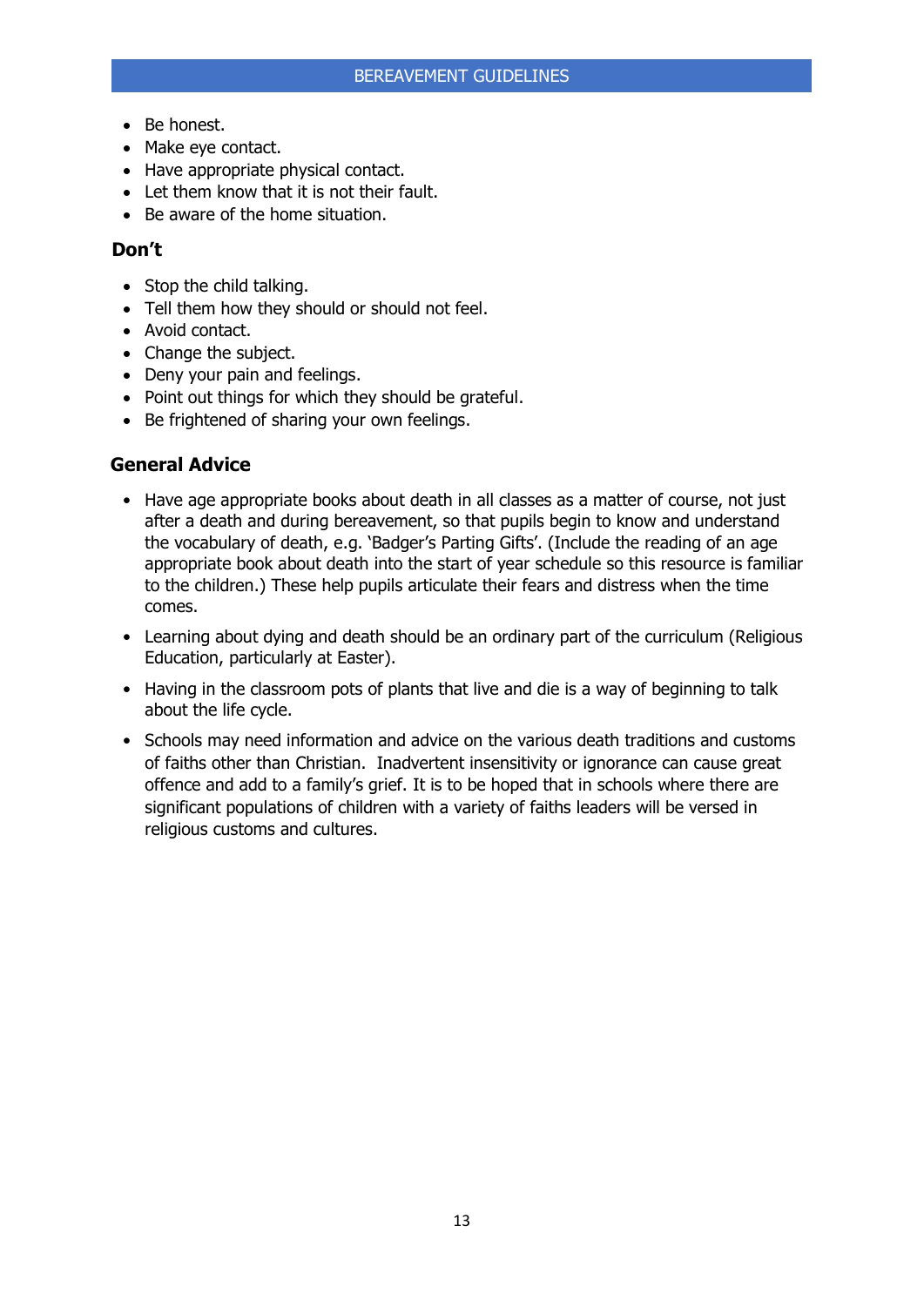- Be honest.
- Make eye contact.
- Have appropriate physical contact.
- Let them know that it is not their fault.
- Be aware of the home situation.

### Don't

- Stop the child talking.
- Tell them how they should or should not feel.
- Avoid contact.
- Change the subject.
- Deny your pain and feelings.
- Point out things for which they should be grateful.
- Be frightened of sharing your own feelings.

### General Advice

- Have age appropriate books about death in all classes as a matter of course, not just after a death and during bereavement, so that pupils begin to know and understand the vocabulary of death, e.g. 'Badger's Parting Gifts'. (Include the reading of an age appropriate book about death into the start of year schedule so this resource is familiar to the children.) These help pupils articulate their fears and distress when the time comes.
- Learning about dying and death should be an ordinary part of the curriculum (Religious Education, particularly at Easter).
- Having in the classroom pots of plants that live and die is a way of beginning to talk about the life cycle.
- Schools may need information and advice on the various death traditions and customs of faiths other than Christian. Inadvertent insensitivity or ignorance can cause great offence and add to a family's grief. It is to be hoped that in schools where there are significant populations of children with a variety of faiths leaders will be versed in religious customs and cultures.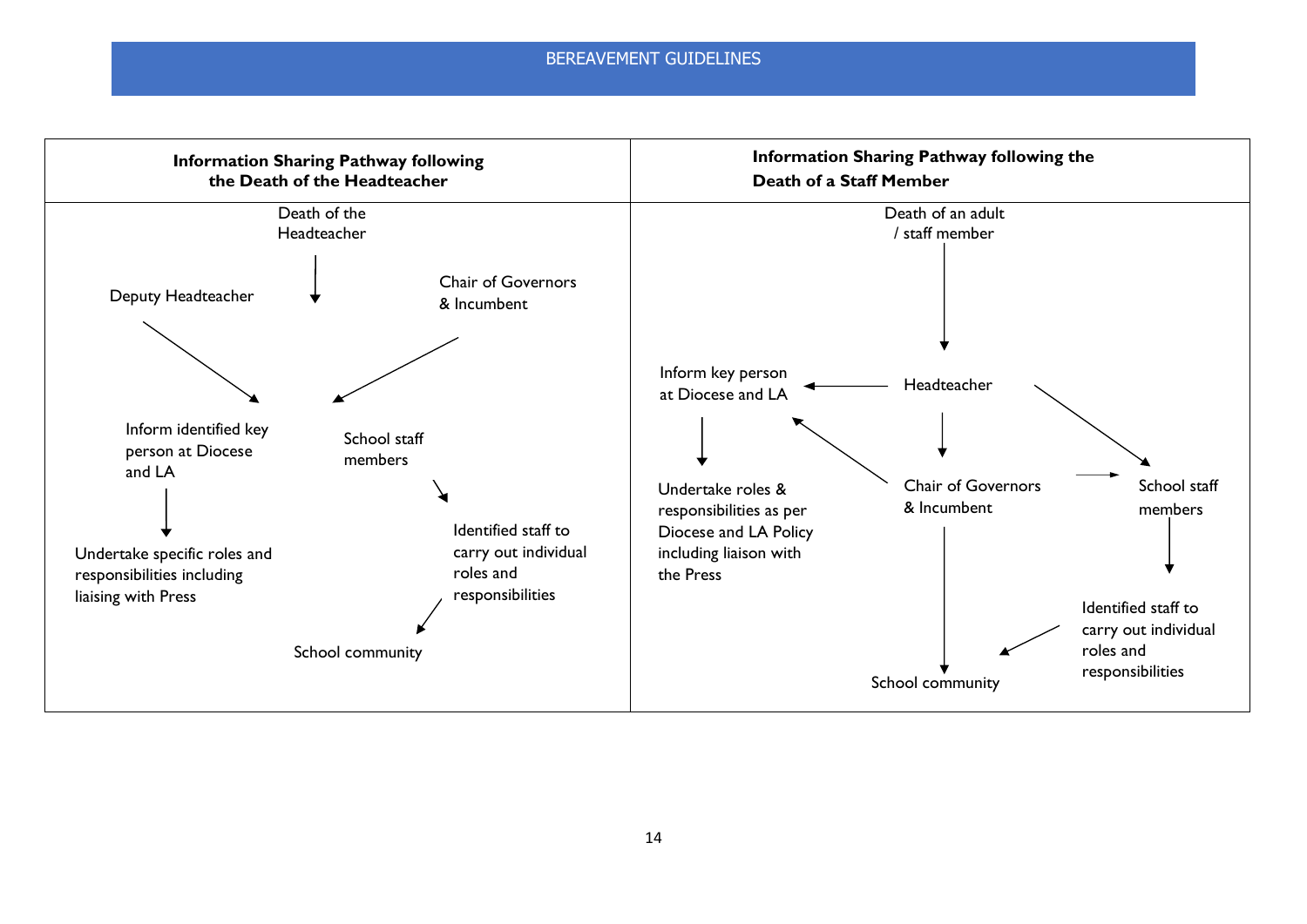| Information Sharing Pathway following the Death of the Headteacher | Information Sharing Pathway following the Death of a Staff Member |
|---|---|
| Death of the Headteacher ↓<br>Deputy Headteacher → Inform identified key person at Diocese and LA<br>Chair of Governors & Incumbent → School staff members<br>Inform identified key person at Diocese and LA ↓ Undertake specific roles and responsibilities including liaising with Press<br>School staff members ↓ Identified staff to carry out individual roles and responsibilities ↓ School community | Death of an adult / staff member ↓ Headteacher<br>Headteacher → Inform key person at Diocese and LA<br>Headteacher → School staff members<br>Headteacher ↓ Chair of Governors & Incumbent<br>Chair of Governors & Incumbent → Inform key person at Diocese and LA<br>Chair of Governors & Incumbent → School staff members<br>Chair of Governors & Incumbent ↓ School community<br>Inform key person at Diocese and LA ↓ Undertake roles & responsibilities as per Diocese and LA Policy including liaison with the Press<br>School staff members ↓ Identified staff to carry out individual roles and responsibilities ↓ School community |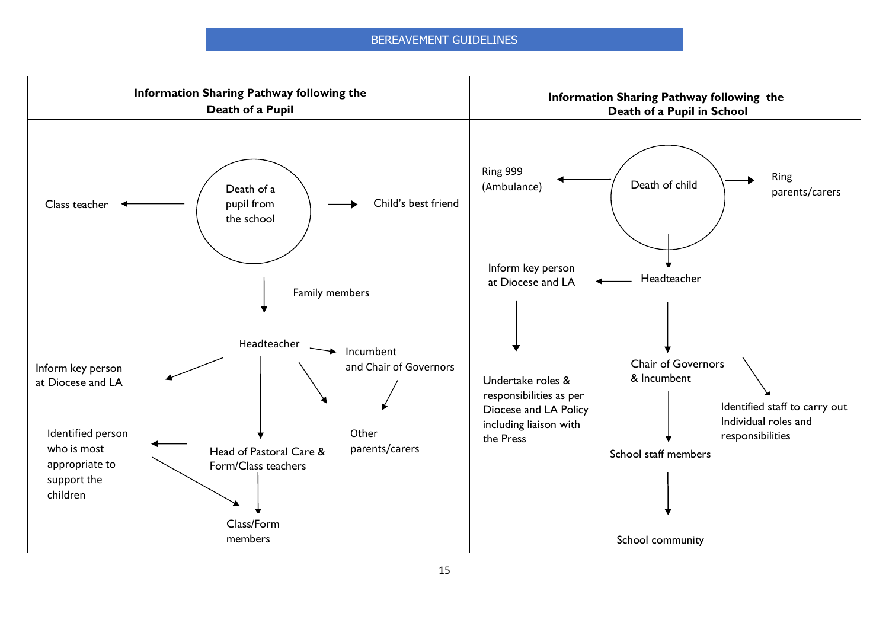BEREAVEMENT GUIDELINES

| **Information Sharing Pathway following the Death of a Pupil** | **Information Sharing Pathway following the Death of a Pupil in School** |
|---|---|
| Death of a pupil from the school → Class teacher<br>Death of a pupil from the school → Child's best friend<br>Death of a pupil from the school → Family members → Headteacher<br>Headteacher → Incumbent and Chair of Governors<br>Headteacher → Inform key person at Diocese and LA<br>Headteacher → Head of Pastoral Care & Form/Class teachers<br>Headteacher → Other parents/carers<br>Incumbent and Chair of Governors → Other parents/carers<br>Head of Pastoral Care & Form/Class teachers → Identified person who is most appropriate to support the children<br>Head of Pastoral Care & Form/Class teachers → Class/Form members<br>Identified person who is most appropriate to support the children → Class/Form members | Death of child → Ring 999 (Ambulance)<br>Death of child → Ring parents/carers<br>Death of child → Headteacher<br>Headteacher → Inform key person at Diocese and LA<br>Inform key person at Diocese and LA → Undertake roles & responsibilities as per Diocese and LA Policy including liaison with the Press<br>Headteacher → Chair of Governors & Incumbent<br>Chair of Governors & Incumbent → Identified staff to carry out Individual roles and responsibilities<br>Chair of Governors & Incumbent → School staff members<br>School staff members → School community |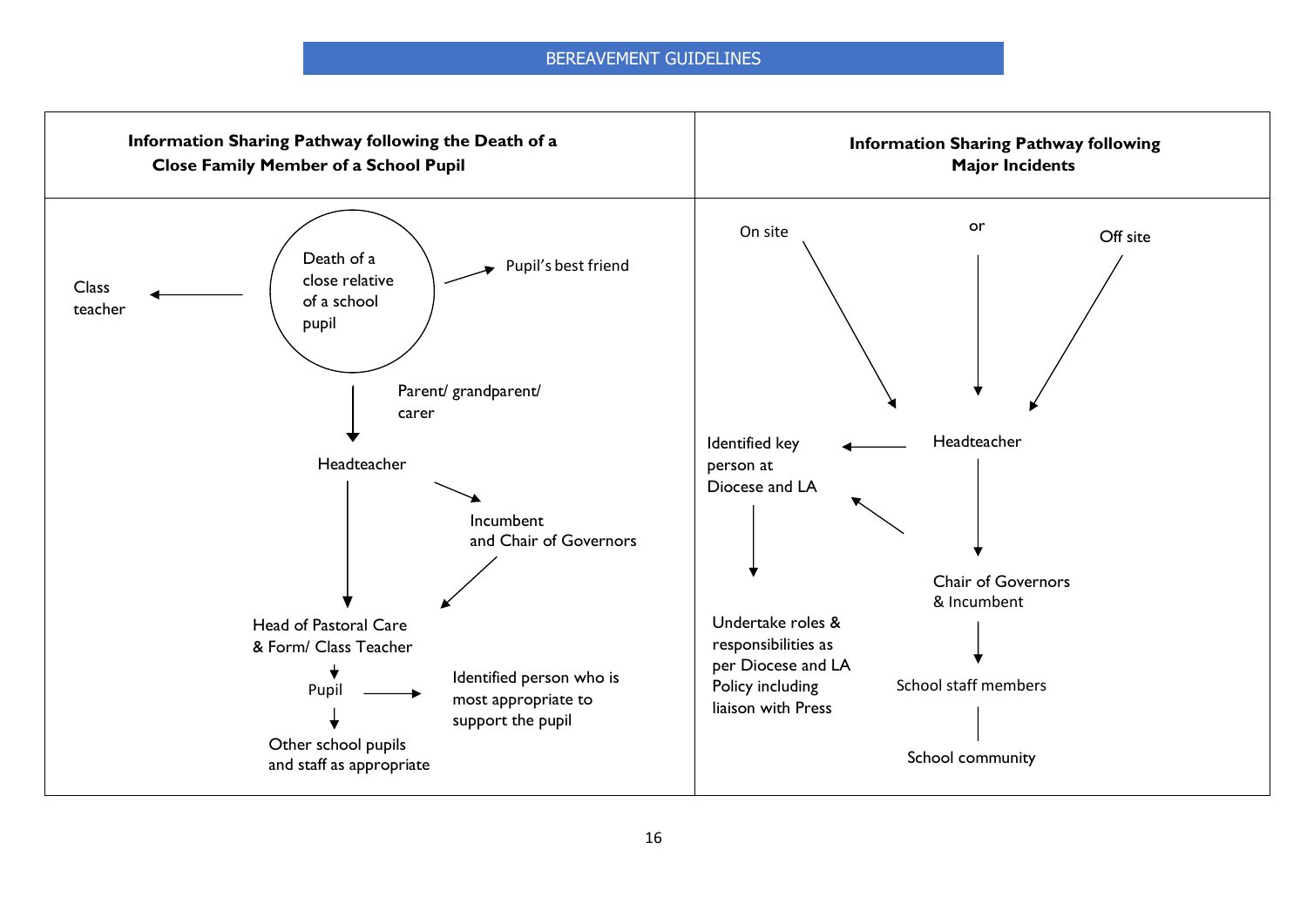BEREAVEMENT GUIDELINES

| **Information Sharing Pathway following the Death of a Close Family Member of a School Pupil** | **Information Sharing Pathway following Major Incidents** |
|---|---|
| Death of a close relative of a school pupil → Class teacher<br>Death of a close relative of a school pupil → Pupil's best friend<br>Death of a close relative of a school pupil → (Parent/ grandparent/ carer) → Headteacher<br>Headteacher → Incumbent and Chair of Governors<br>Headteacher → Head of Pastoral Care & Form/ Class Teacher<br>Incumbent and Chair of Governors → Head of Pastoral Care & Form/ Class Teacher<br>Head of Pastoral Care & Form/ Class Teacher → Pupil<br>Pupil → Identified person who is most appropriate to support the pupil<br>Pupil → Other school pupils and staff as appropriate | On site or Off site → Headteacher<br>Headteacher → Identified key person at Diocese and LA<br>Headteacher → Chair of Governors & Incumbent<br>Chair of Governors & Incumbent → Identified key person at Diocese and LA<br>Identified key person at Diocese and LA → Undertake roles & responsibilities as per Diocese and LA Policy including liaison with Press<br>Chair of Governors & Incumbent → School staff members<br>School staff members — School community |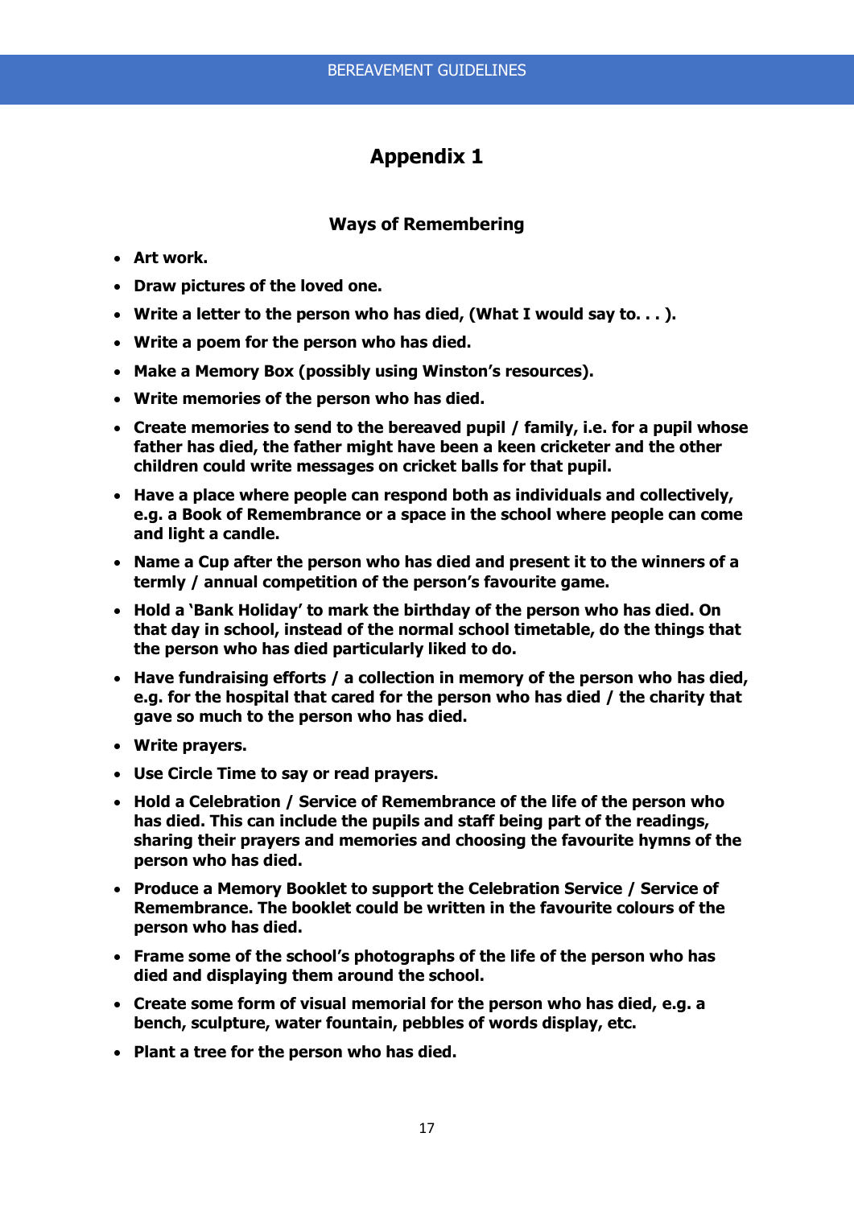# Appendix 1

## Ways of Remembering

- **Art work.**
- **Draw pictures of the loved one.**
- **Write a letter to the person who has died, (What I would say to. . . ).**
- **Write a poem for the person who has died.**
- **Make a Memory Box (possibly using Winston's resources).**
- **Write memories of the person who has died.**
- **Create memories to send to the bereaved pupil / family, i.e. for a pupil whose father has died, the father might have been a keen cricketer and the other children could write messages on cricket balls for that pupil.**
- **Have a place where people can respond both as individuals and collectively, e.g. a Book of Remembrance or a space in the school where people can come and light a candle.**
- **Name a Cup after the person who has died and present it to the winners of a termly / annual competition of the person's favourite game.**
- **Hold a 'Bank Holiday' to mark the birthday of the person who has died. On that day in school, instead of the normal school timetable, do the things that the person who has died particularly liked to do.**
- **Have fundraising efforts / a collection in memory of the person who has died, e.g. for the hospital that cared for the person who has died / the charity that gave so much to the person who has died.**
- **Write prayers.**
- **Use Circle Time to say or read prayers.**
- **Hold a Celebration / Service of Remembrance of the life of the person who has died. This can include the pupils and staff being part of the readings, sharing their prayers and memories and choosing the favourite hymns of the person who has died.**
- **Produce a Memory Booklet to support the Celebration Service / Service of Remembrance. The booklet could be written in the favourite colours of the person who has died.**
- **Frame some of the school's photographs of the life of the person who has died and displaying them around the school.**
- **Create some form of visual memorial for the person who has died, e.g. a bench, sculpture, water fountain, pebbles of words display, etc.**
- **Plant a tree for the person who has died.**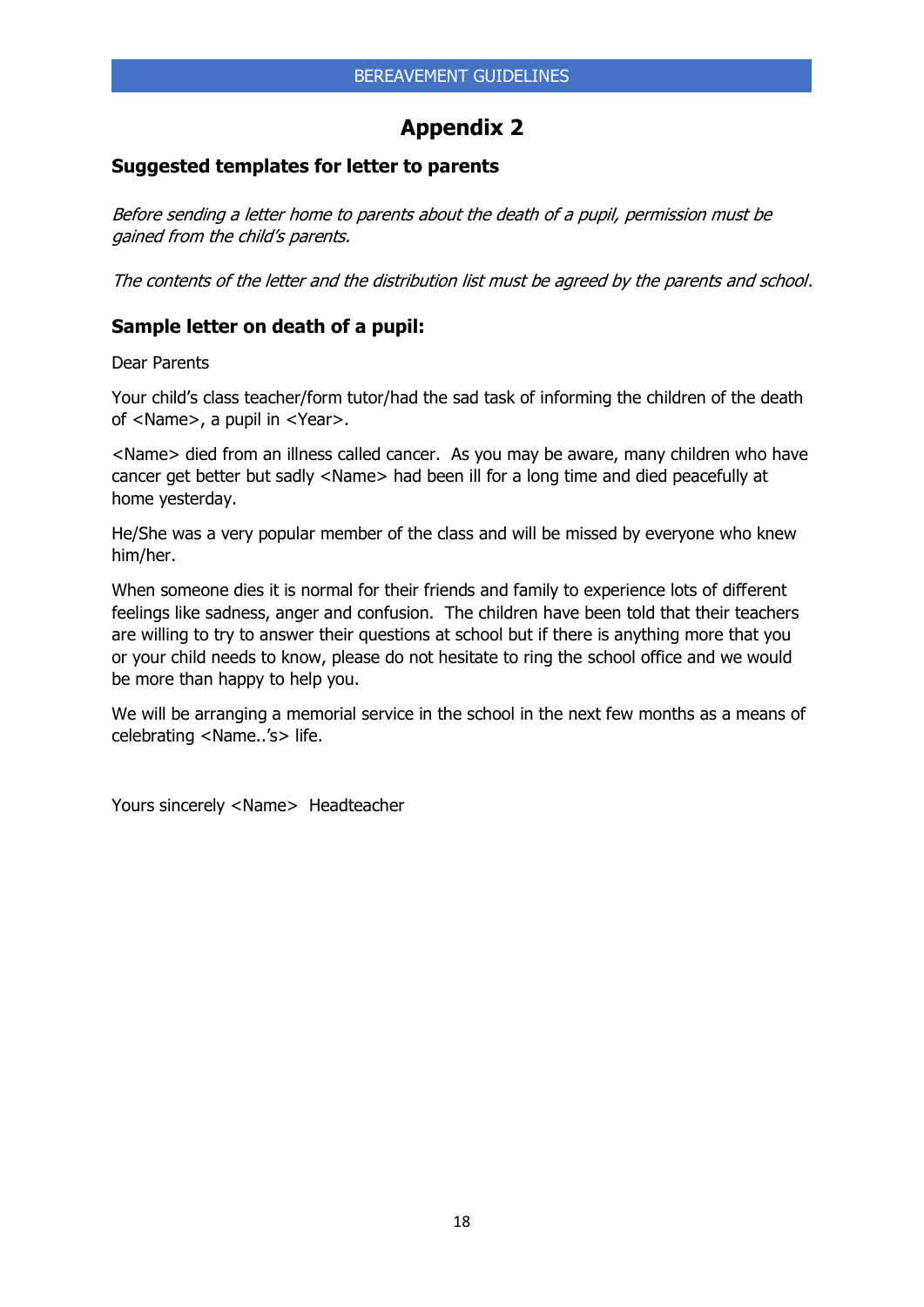# Appendix 2

### Suggested templates for letter to parents

*Before sending a letter home to parents about the death of a pupil, permission must be gained from the child's parents.*

*The contents of the letter and the distribution list must be agreed by the parents and school.*

### Sample letter on death of a pupil:

Dear Parents

Your child's class teacher/form tutor/had the sad task of informing the children of the death of <Name>, a pupil in <Year>.

<Name> died from an illness called cancer. As you may be aware, many children who have cancer get better but sadly <Name> had been ill for a long time and died peacefully at home yesterday.

He/She was a very popular member of the class and will be missed by everyone who knew him/her.

When someone dies it is normal for their friends and family to experience lots of different feelings like sadness, anger and confusion. The children have been told that their teachers are willing to try to answer their questions at school but if there is anything more that you or your child needs to know, please do not hesitate to ring the school office and we would be more than happy to help you.

We will be arranging a memorial service in the school in the next few months as a means of celebrating <Name..'s> life.

Yours sincerely <Name> Headteacher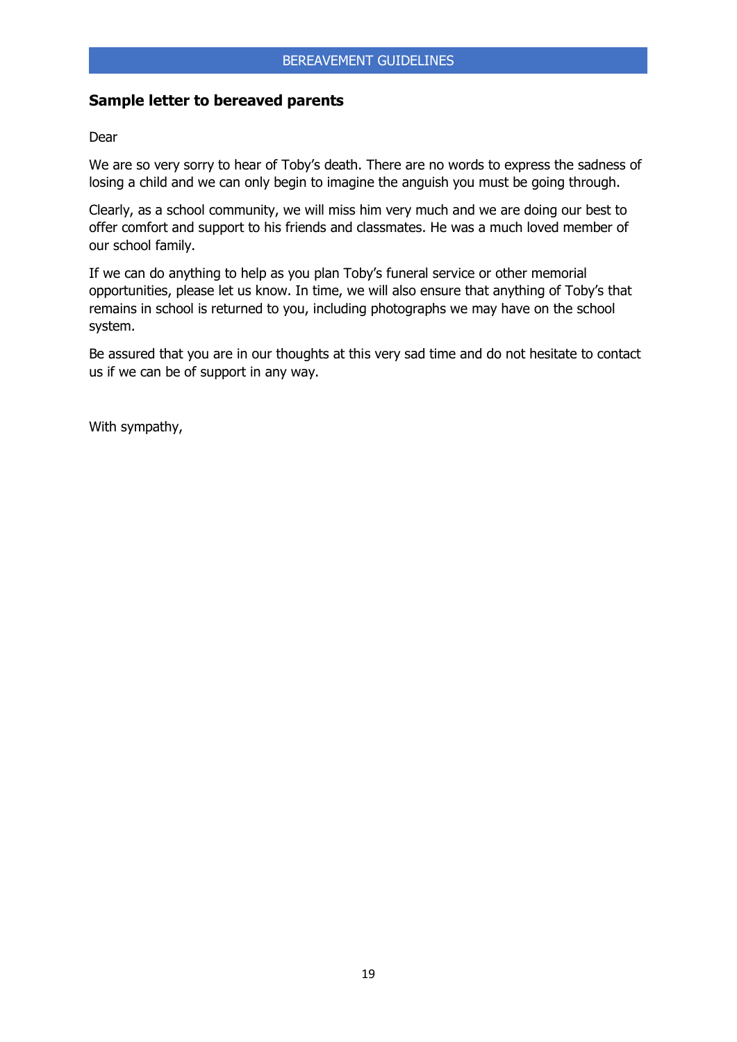## Sample letter to bereaved parents

Dear

We are so very sorry to hear of Toby's death. There are no words to express the sadness of losing a child and we can only begin to imagine the anguish you must be going through.

Clearly, as a school community, we will miss him very much and we are doing our best to offer comfort and support to his friends and classmates. He was a much loved member of our school family.

If we can do anything to help as you plan Toby's funeral service or other memorial opportunities, please let us know. In time, we will also ensure that anything of Toby's that remains in school is returned to you, including photographs we may have on the school system.

Be assured that you are in our thoughts at this very sad time and do not hesitate to contact us if we can be of support in any way.

With sympathy,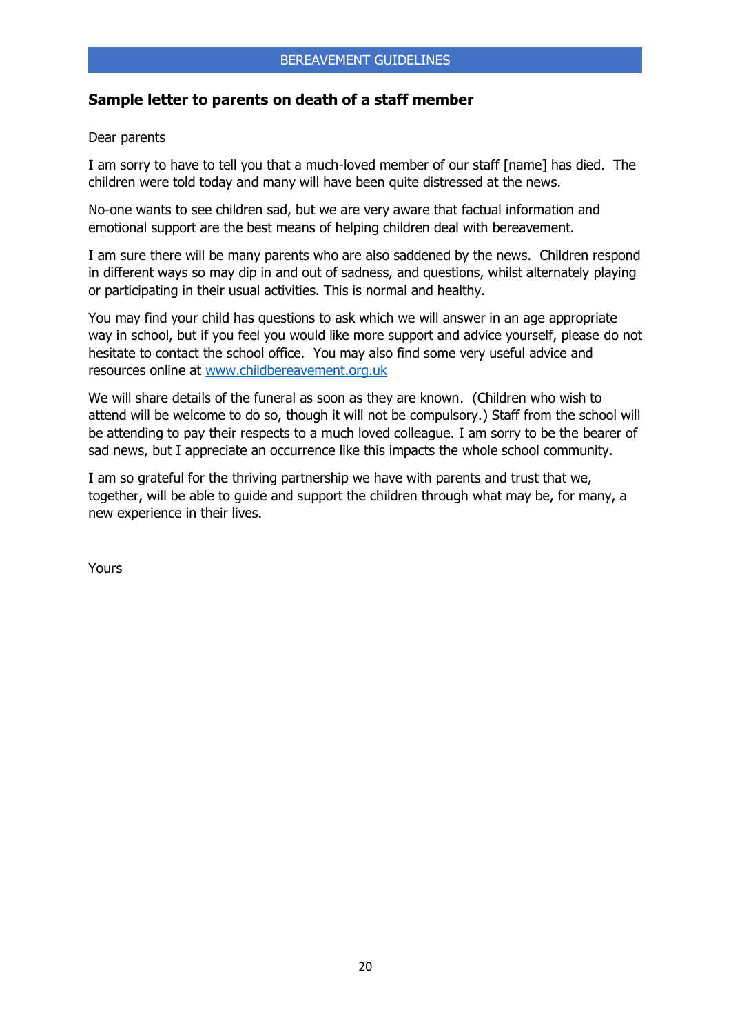## Sample letter to parents on death of a staff member

Dear parents

I am sorry to have to tell you that a much-loved member of our staff [name] has died. The children were told today and many will have been quite distressed at the news.

No-one wants to see children sad, but we are very aware that factual information and emotional support are the best means of helping children deal with bereavement.

I am sure there will be many parents who are also saddened by the news. Children respond in different ways so may dip in and out of sadness, and questions, whilst alternately playing or participating in their usual activities. This is normal and healthy.

You may find your child has questions to ask which we will answer in an age appropriate way in school, but if you feel you would like more support and advice yourself, please do not hesitate to contact the school office. You may also find some very useful advice and resources online at [www.childbereavement.org.uk](http://www.childbereavement.org.uk)

We will share details of the funeral as soon as they are known. (Children who wish to attend will be welcome to do so, though it will not be compulsory.) Staff from the school will be attending to pay their respects to a much loved colleague. I am sorry to be the bearer of sad news, but I appreciate an occurrence like this impacts the whole school community.

I am so grateful for the thriving partnership we have with parents and trust that we, together, will be able to guide and support the children through what may be, for many, a new experience in their lives.

Yours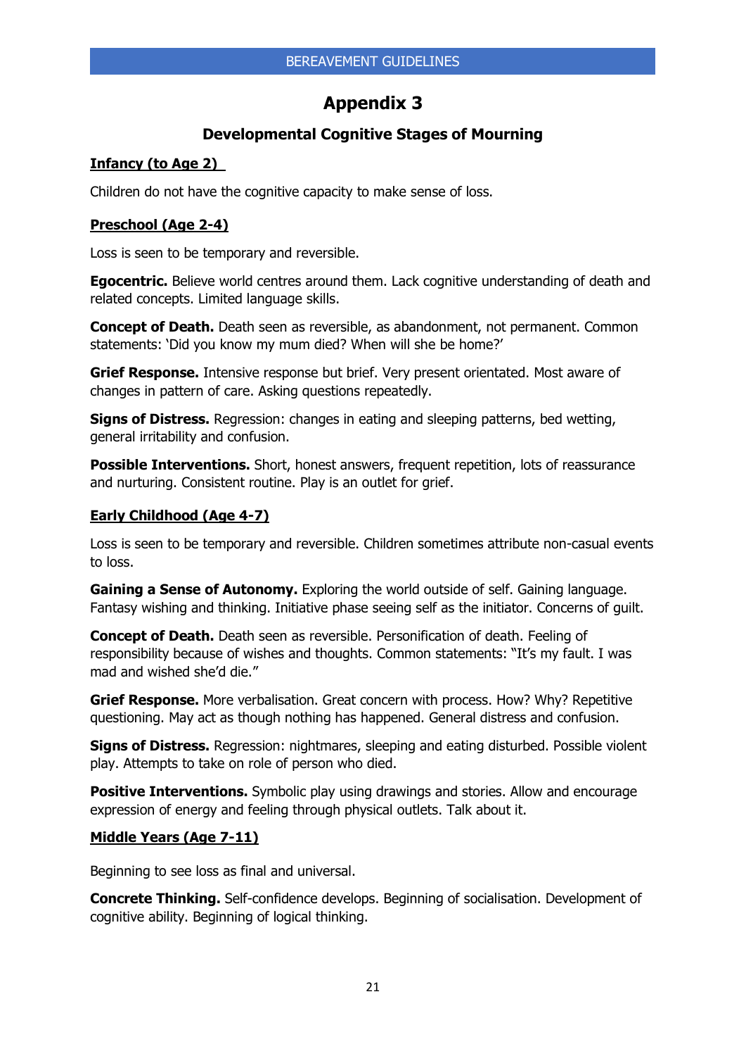# Appendix 3

## Developmental Cognitive Stages of Mourning

**Infancy (to Age 2)**

Children do not have the cognitive capacity to make sense of loss.

**Preschool (Age 2-4)**

Loss is seen to be temporary and reversible.

**Egocentric.** Believe world centres around them. Lack cognitive understanding of death and related concepts. Limited language skills.

**Concept of Death.** Death seen as reversible, as abandonment, not permanent. Common statements: 'Did you know my mum died? When will she be home?'

**Grief Response.** Intensive response but brief. Very present orientated. Most aware of changes in pattern of care. Asking questions repeatedly.

**Signs of Distress.** Regression: changes in eating and sleeping patterns, bed wetting, general irritability and confusion.

**Possible Interventions.** Short, honest answers, frequent repetition, lots of reassurance and nurturing. Consistent routine. Play is an outlet for grief.

**Early Childhood (Age 4-7)**

Loss is seen to be temporary and reversible. Children sometimes attribute non-casual events to loss.

**Gaining a Sense of Autonomy.** Exploring the world outside of self. Gaining language. Fantasy wishing and thinking. Initiative phase seeing self as the initiator. Concerns of guilt.

**Concept of Death.** Death seen as reversible. Personification of death. Feeling of responsibility because of wishes and thoughts. Common statements: "It's my fault. I was mad and wished she'd die."

**Grief Response.** More verbalisation. Great concern with process. How? Why? Repetitive questioning. May act as though nothing has happened. General distress and confusion.

**Signs of Distress.** Regression: nightmares, sleeping and eating disturbed. Possible violent play. Attempts to take on role of person who died.

**Positive Interventions.** Symbolic play using drawings and stories. Allow and encourage expression of energy and feeling through physical outlets. Talk about it.

**Middle Years (Age 7-11)**

Beginning to see loss as final and universal.

**Concrete Thinking.** Self-confidence develops. Beginning of socialisation. Development of cognitive ability. Beginning of logical thinking.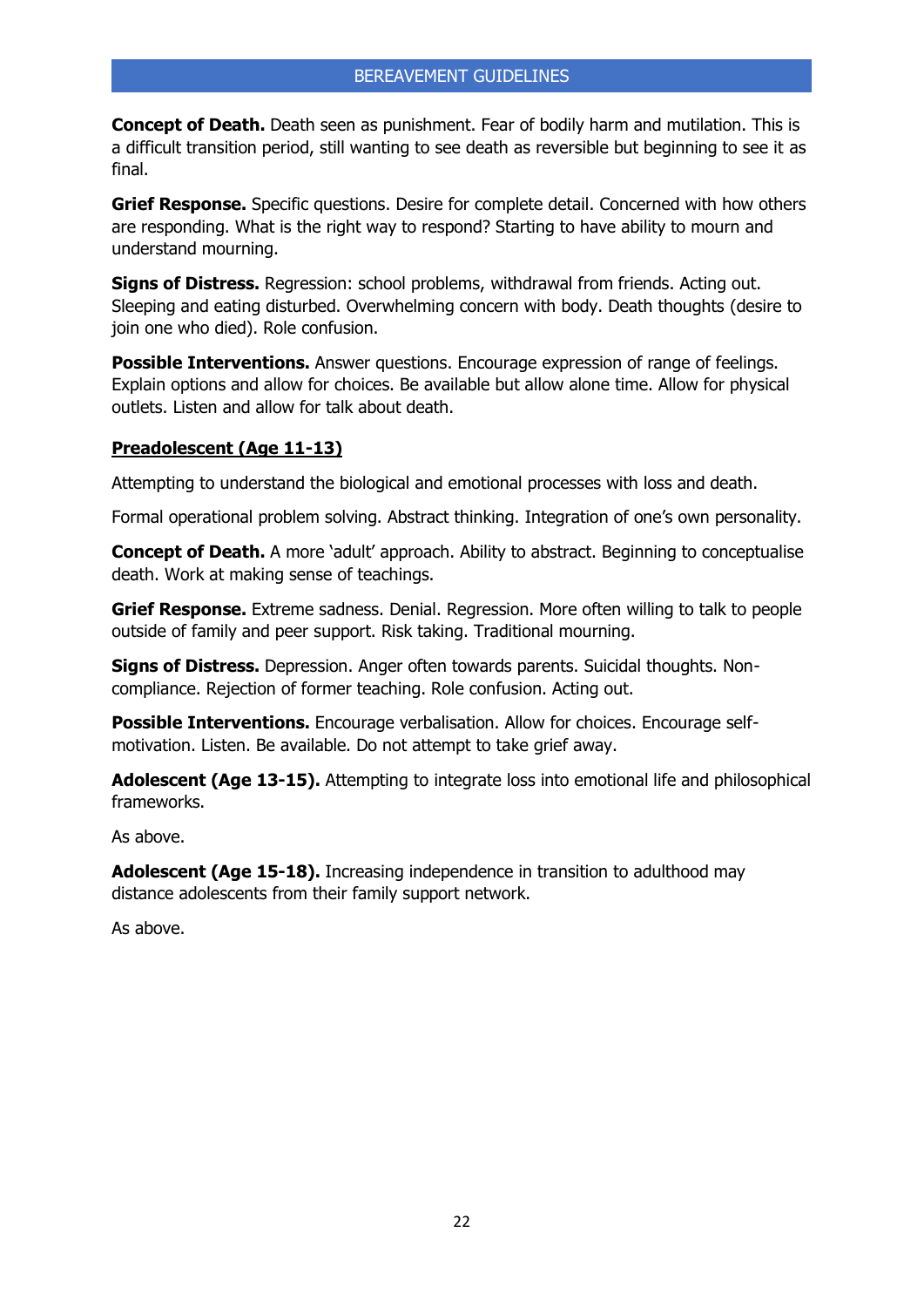**Concept of Death.** Death seen as punishment. Fear of bodily harm and mutilation. This is a difficult transition period, still wanting to see death as reversible but beginning to see it as final.

**Grief Response.** Specific questions. Desire for complete detail. Concerned with how others are responding. What is the right way to respond? Starting to have ability to mourn and understand mourning.

**Signs of Distress.** Regression: school problems, withdrawal from friends. Acting out. Sleeping and eating disturbed. Overwhelming concern with body. Death thoughts (desire to join one who died). Role confusion.

**Possible Interventions.** Answer questions. Encourage expression of range of feelings. Explain options and allow for choices. Be available but allow alone time. Allow for physical outlets. Listen and allow for talk about death.

**<u>Preadolescent (Age 11-13)</u>**

Attempting to understand the biological and emotional processes with loss and death.

Formal operational problem solving. Abstract thinking. Integration of one's own personality.

**Concept of Death.** A more 'adult' approach. Ability to abstract. Beginning to conceptualise death. Work at making sense of teachings.

**Grief Response.** Extreme sadness. Denial. Regression. More often willing to talk to people outside of family and peer support. Risk taking. Traditional mourning.

**Signs of Distress.** Depression. Anger often towards parents. Suicidal thoughts. Non-compliance. Rejection of former teaching. Role confusion. Acting out.

**Possible Interventions.** Encourage verbalisation. Allow for choices. Encourage self-motivation. Listen. Be available. Do not attempt to take grief away.

**Adolescent (Age 13-15).** Attempting to integrate loss into emotional life and philosophical frameworks.

As above.

**Adolescent (Age 15-18).** Increasing independence in transition to adulthood may distance adolescents from their family support network.

As above.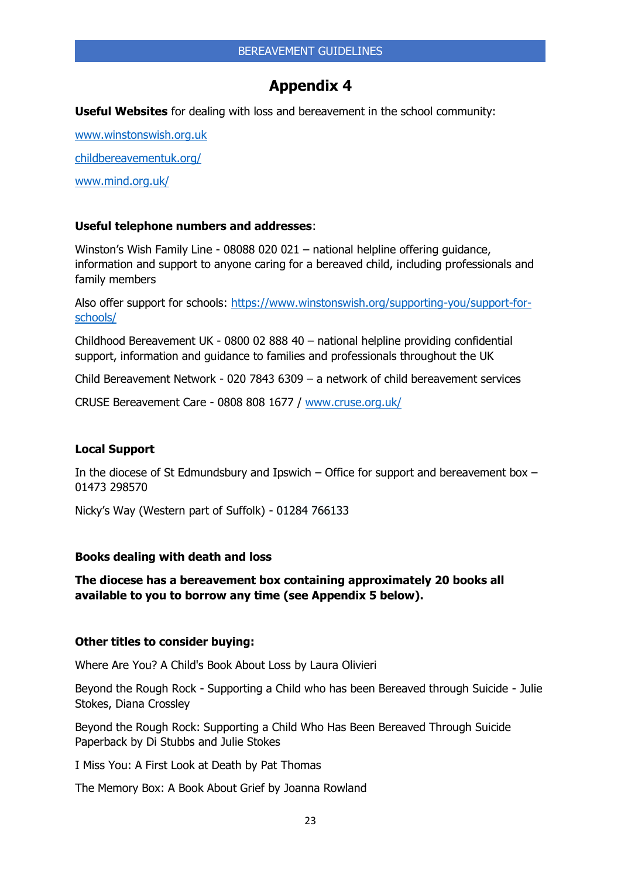# Appendix 4

**Useful Websites** for dealing with loss and bereavement in the school community:

www.winstonswish.org.uk

childbereavementuk.org/

www.mind.org.uk/

**Useful telephone numbers and addresses**:

Winston's Wish Family Line - 08088 020 021 – national helpline offering guidance, information and support to anyone caring for a bereaved child, including professionals and family members

Also offer support for schools: https://www.winstonswish.org/supporting-you/support-for-schools/

Childhood Bereavement UK - 0800 02 888 40 – national helpline providing confidential support, information and guidance to families and professionals throughout the UK

Child Bereavement Network - 020 7843 6309 – a network of child bereavement services

CRUSE Bereavement Care - 0808 808 1677 / www.cruse.org.uk/

**Local Support**

In the diocese of St Edmundsbury and Ipswich – Office for support and bereavement box – 01473 298570

Nicky's Way (Western part of Suffolk) - 01284 766133

**Books dealing with death and loss**

**The diocese has a bereavement box containing approximately 20 books all available to you to borrow any time (see Appendix 5 below).**

**Other titles to consider buying:**

Where Are You? A Child's Book About Loss by Laura Olivieri

Beyond the Rough Rock - Supporting a Child who has been Bereaved through Suicide - Julie Stokes, Diana Crossley

Beyond the Rough Rock: Supporting a Child Who Has Been Bereaved Through Suicide Paperback by Di Stubbs and Julie Stokes

I Miss You: A First Look at Death by Pat Thomas

The Memory Box: A Book About Grief by Joanna Rowland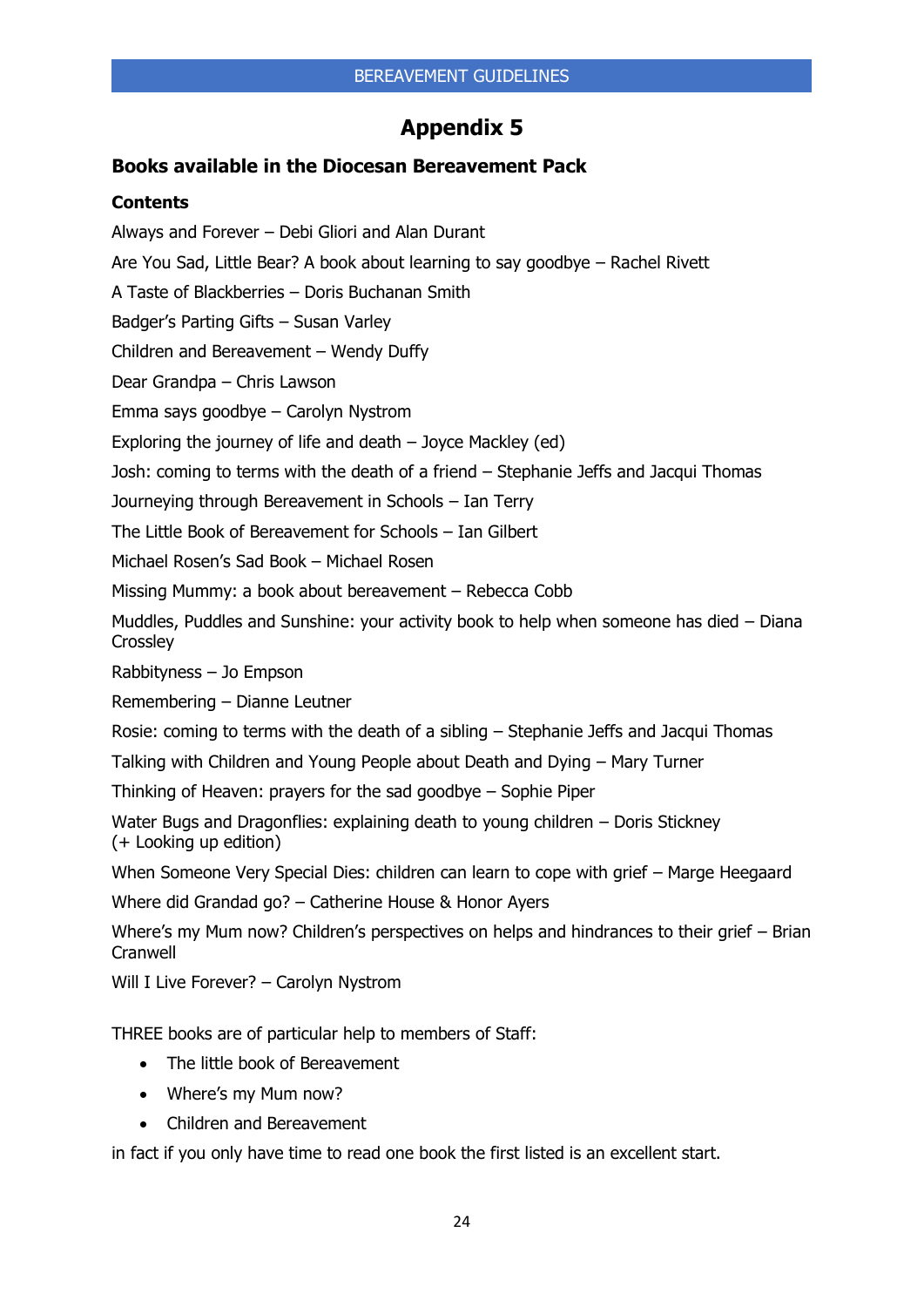# Appendix 5

## Books available in the Diocesan Bereavement Pack

### Contents

Always and Forever – Debi Gliori and Alan Durant

Are You Sad, Little Bear? A book about learning to say goodbye – Rachel Rivett

A Taste of Blackberries – Doris Buchanan Smith

Badger's Parting Gifts – Susan Varley

Children and Bereavement – Wendy Duffy

Dear Grandpa – Chris Lawson

Emma says goodbye – Carolyn Nystrom

Exploring the journey of life and death – Joyce Mackley (ed)

Josh: coming to terms with the death of a friend – Stephanie Jeffs and Jacqui Thomas

Journeying through Bereavement in Schools – Ian Terry

The Little Book of Bereavement for Schools – Ian Gilbert

Michael Rosen's Sad Book – Michael Rosen

Missing Mummy: a book about bereavement – Rebecca Cobb

Muddles, Puddles and Sunshine: your activity book to help when someone has died – Diana Crossley

Rabbityness – Jo Empson

Remembering – Dianne Leutner

Rosie: coming to terms with the death of a sibling – Stephanie Jeffs and Jacqui Thomas

Talking with Children and Young People about Death and Dying – Mary Turner

Thinking of Heaven: prayers for the sad goodbye – Sophie Piper

Water Bugs and Dragonflies: explaining death to young children – Doris Stickney (+ Looking up edition)

When Someone Very Special Dies: children can learn to cope with grief – Marge Heegaard

Where did Grandad go? – Catherine House & Honor Ayers

Where's my Mum now? Children's perspectives on helps and hindrances to their grief – Brian Cranwell

Will I Live Forever? – Carolyn Nystrom

THREE books are of particular help to members of Staff:

- The little book of Bereavement
- Where's my Mum now?
- Children and Bereavement

in fact if you only have time to read one book the first listed is an excellent start.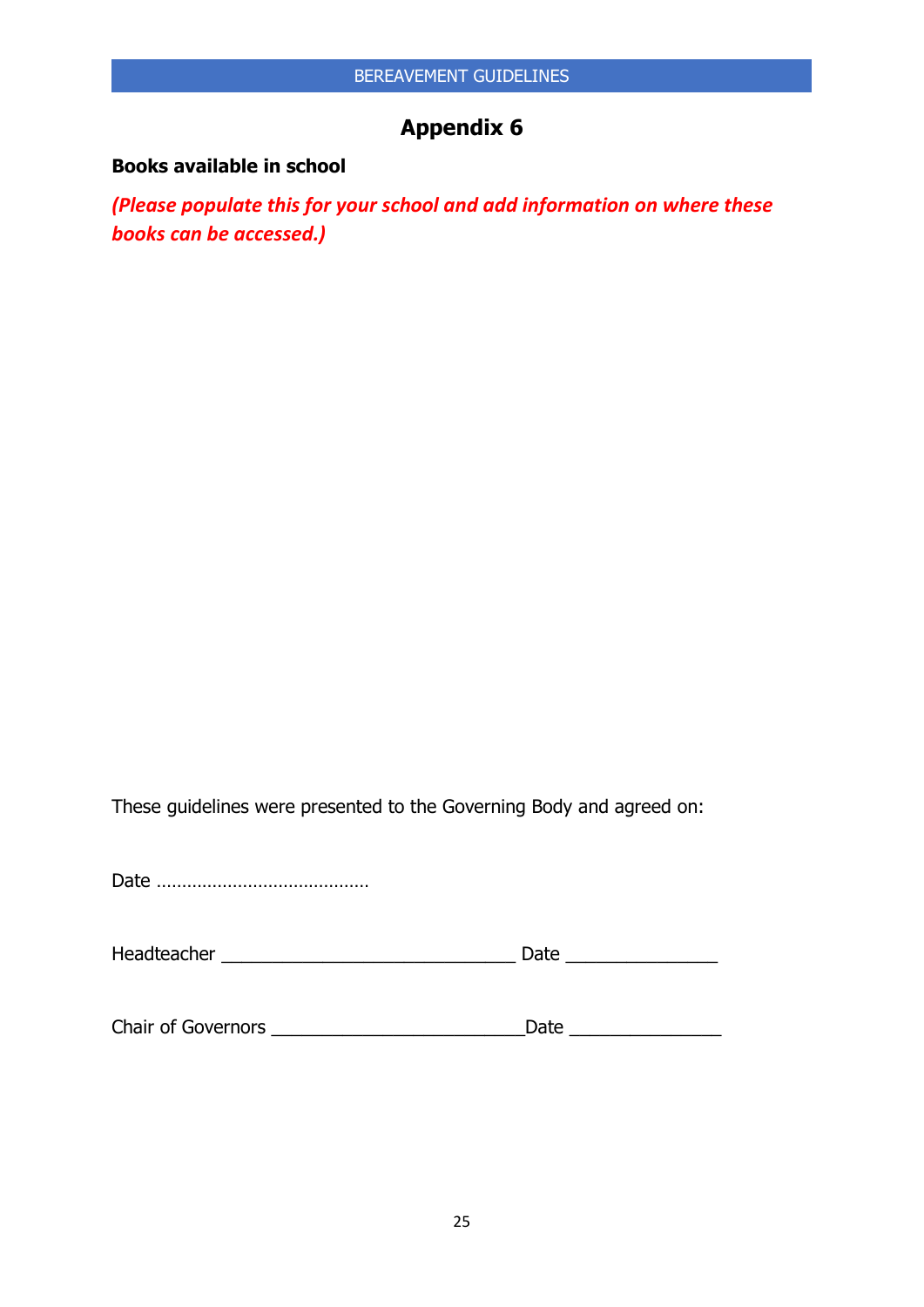# Appendix 6

**Books available in school**

***(Please populate this for your school and add information on where these books can be accessed.)***

These guidelines were presented to the Governing Body and agreed on:

Date ……………………………………

Headteacher ______________________________ Date _______________

Chair of Governors __________________________Date _______________